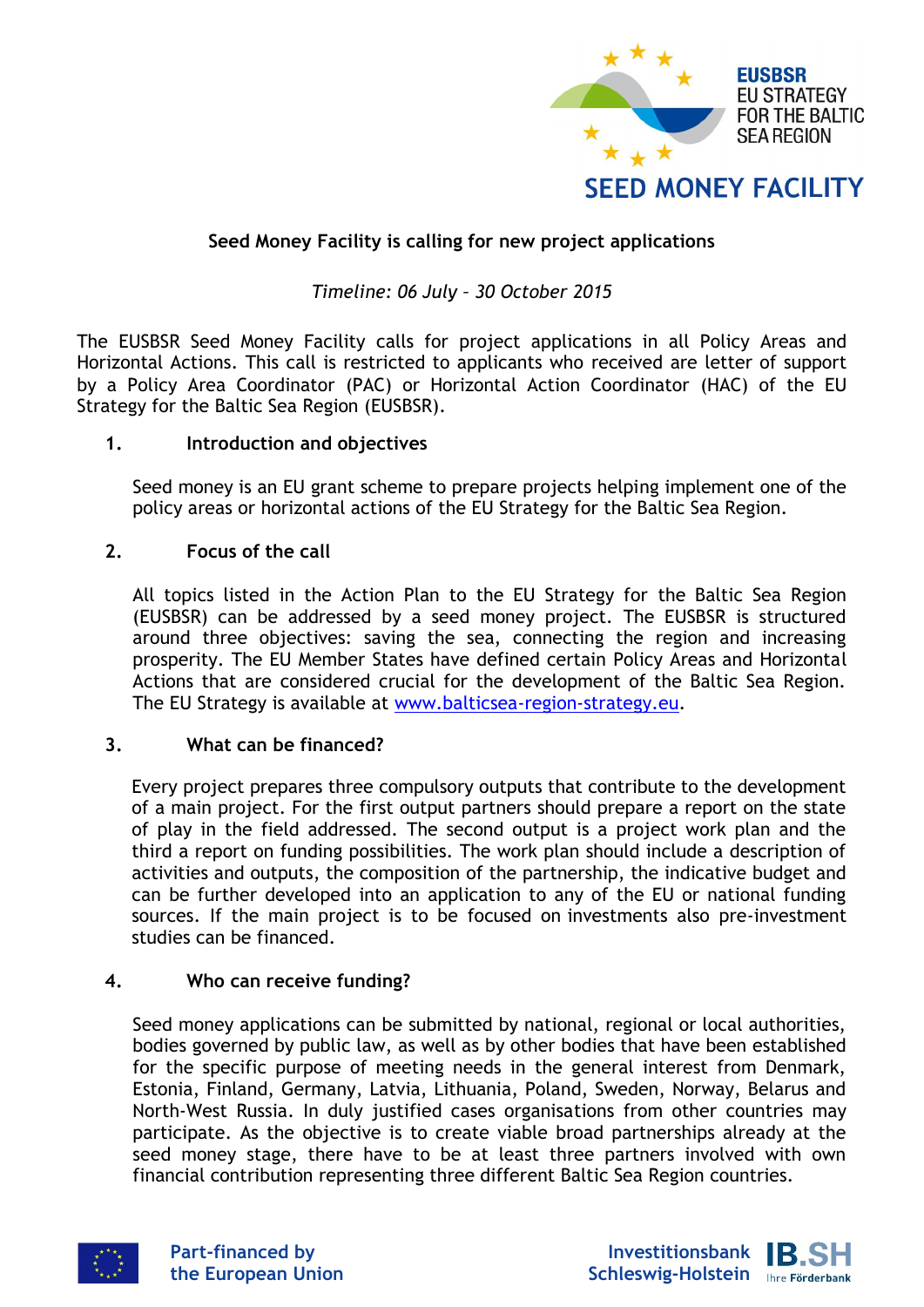EUSBSR
EU STRATEGY
FOR THE BALTIC
SEA REGION

SEED MONEY FACILITY

## Seed Money Facility is calling for new project applications

*Timeline: 06 July – 30 October 2015*

The EUSBSR Seed Money Facility calls for project applications in all Policy Areas and Horizontal Actions. This call is restricted to applicants who received are letter of support by a Policy Area Coordinator (PAC) or Horizontal Action Coordinator (HAC) of the EU Strategy for the Baltic Sea Region (EUSBSR).

### 1. Introduction and objectives

Seed money is an EU grant scheme to prepare projects helping implement one of the policy areas or horizontal actions of the EU Strategy for the Baltic Sea Region.

### 2. Focus of the call

All topics listed in the Action Plan to the EU Strategy for the Baltic Sea Region (EUSBSR) can be addressed by a seed money project. The EUSBSR is structured around three objectives: saving the sea, connecting the region and increasing prosperity. The EU Member States have defined certain Policy Areas and Horizontal Actions that are considered crucial for the development of the Baltic Sea Region. The EU Strategy is available at [www.balticsea-region-strategy.eu](http://www.balticsea-region-strategy.eu).

### 3. What can be financed?

Every project prepares three compulsory outputs that contribute to the development of a main project. For the first output partners should prepare a report on the state of play in the field addressed. The second output is a project work plan and the third a report on funding possibilities. The work plan should include a description of activities and outputs, the composition of the partnership, the indicative budget and can be further developed into an application to any of the EU or national funding sources. If the main project is to be focused on investments also pre-investment studies can be financed.

### 4. Who can receive funding?

Seed money applications can be submitted by national, regional or local authorities, bodies governed by public law, as well as by other bodies that have been established for the specific purpose of meeting needs in the general interest from Denmark, Estonia, Finland, Germany, Latvia, Lithuania, Poland, Sweden, Norway, Belarus and North-West Russia. In duly justified cases organisations from other countries may participate. As the objective is to create viable broad partnerships already at the seed money stage, there have to be at least three partners involved with own financial contribution representing three different Baltic Sea Region countries.

Part-financed by the European Union

Investitionsbank Schleswig-Holstein IB.SH Ihre Förderbank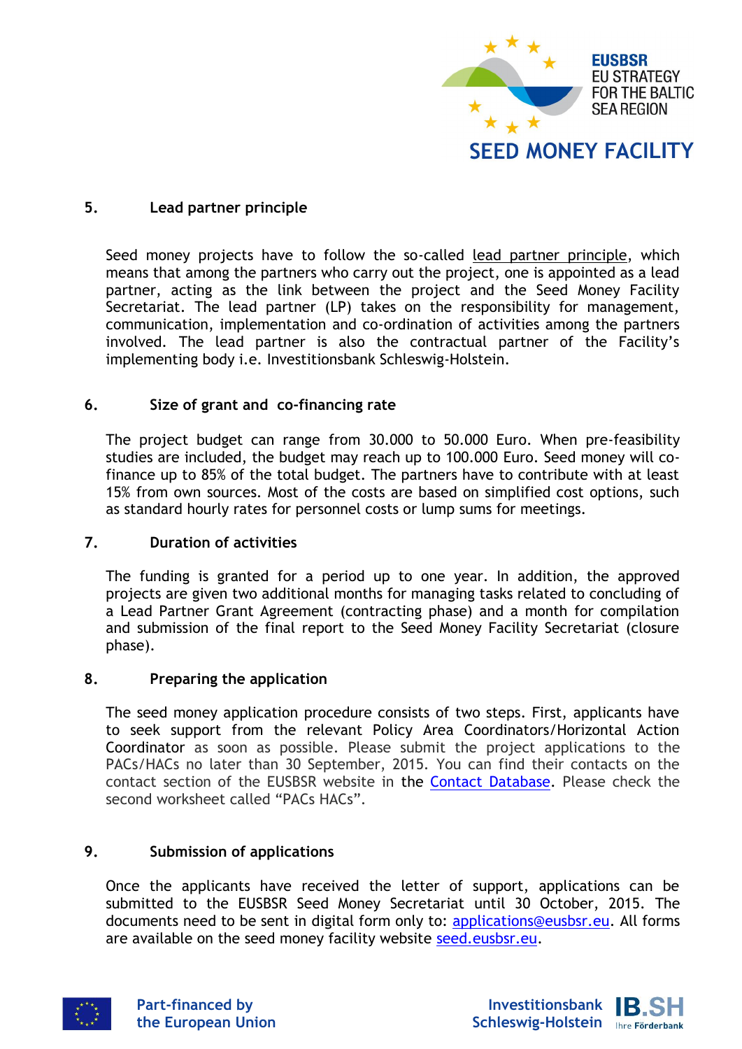## 5. Lead partner principle

Seed money projects have to follow the so-called lead partner principle, which means that among the partners who carry out the project, one is appointed as a lead partner, acting as the link between the project and the Seed Money Facility Secretariat. The lead partner (LP) takes on the responsibility for management, communication, implementation and co-ordination of activities among the partners involved. The lead partner is also the contractual partner of the Facility's implementing body i.e. Investitionsbank Schleswig-Holstein.

## 6. Size of grant and co-financing rate

The project budget can range from 30.000 to 50.000 Euro. When pre-feasibility studies are included, the budget may reach up to 100.000 Euro. Seed money will co-finance up to 85% of the total budget. The partners have to contribute with at least 15% from own sources. Most of the costs are based on simplified cost options, such as standard hourly rates for personnel costs or lump sums for meetings.

## 7. Duration of activities

The funding is granted for a period up to one year. In addition, the approved projects are given two additional months for managing tasks related to concluding of a Lead Partner Grant Agreement (contracting phase) and a month for compilation and submission of the final report to the Seed Money Facility Secretariat (closure phase).

## 8. Preparing the application

The seed money application procedure consists of two steps. First, applicants have to seek support from the relevant Policy Area Coordinators/Horizontal Action Coordinator as soon as possible. Please submit the project applications to the PACs/HACs no later than 30 September, 2015. You can find their contacts on the contact section of the EUSBSR website in the Contact Database. Please check the second worksheet called "PACs HACs".

## 9. Submission of applications

Once the applicants have received the letter of support, applications can be submitted to the EUSBSR Seed Money Secretariat until 30 October, 2015. The documents need to be sent in digital form only to: applications@eusbsr.eu. All forms are available on the seed money facility website seed.eusbsr.eu.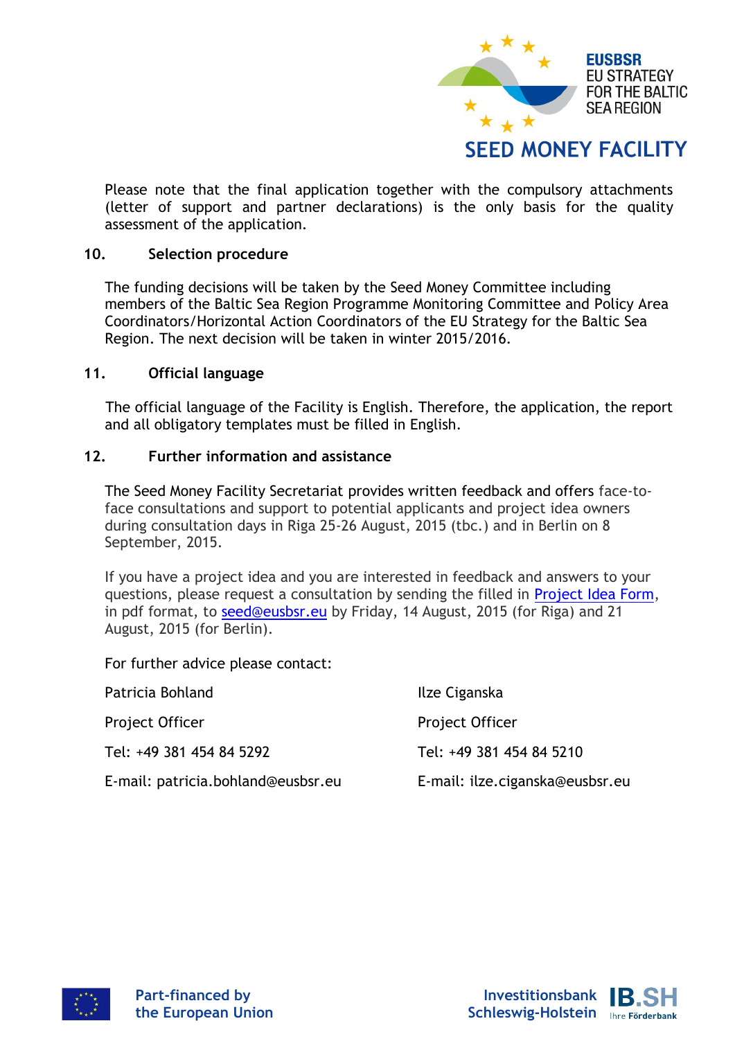Please note that the final application together with the compulsory attachments (letter of support and partner declarations) is the only basis for the quality assessment of the application.

## 10. Selection procedure

The funding decisions will be taken by the Seed Money Committee including members of the Baltic Sea Region Programme Monitoring Committee and Policy Area Coordinators/Horizontal Action Coordinators of the EU Strategy for the Baltic Sea Region. The next decision will be taken in winter 2015/2016.

## 11. Official language

The official language of the Facility is English. Therefore, the application, the report and all obligatory templates must be filled in English.

## 12. Further information and assistance

The Seed Money Facility Secretariat provides written feedback and offers face-to-face consultations and support to potential applicants and project idea owners during consultation days in Riga 25-26 August, 2015 (tbc.) and in Berlin on 8 September, 2015.

If you have a project idea and you are interested in feedback and answers to your questions, please request a consultation by sending the filled in Project Idea Form, in pdf format, to seed@eusbsr.eu by Friday, 14 August, 2015 (for Riga) and 21 August, 2015 (for Berlin).

For further advice please contact:

Patricia Bohland

Project Officer

Tel: +49 381 454 84 5292

E-mail: patricia.bohland@eusbsr.eu

Ilze Ciganska

Project Officer

Tel: +49 381 454 84 5210

E-mail: ilze.ciganska@eusbsr.eu